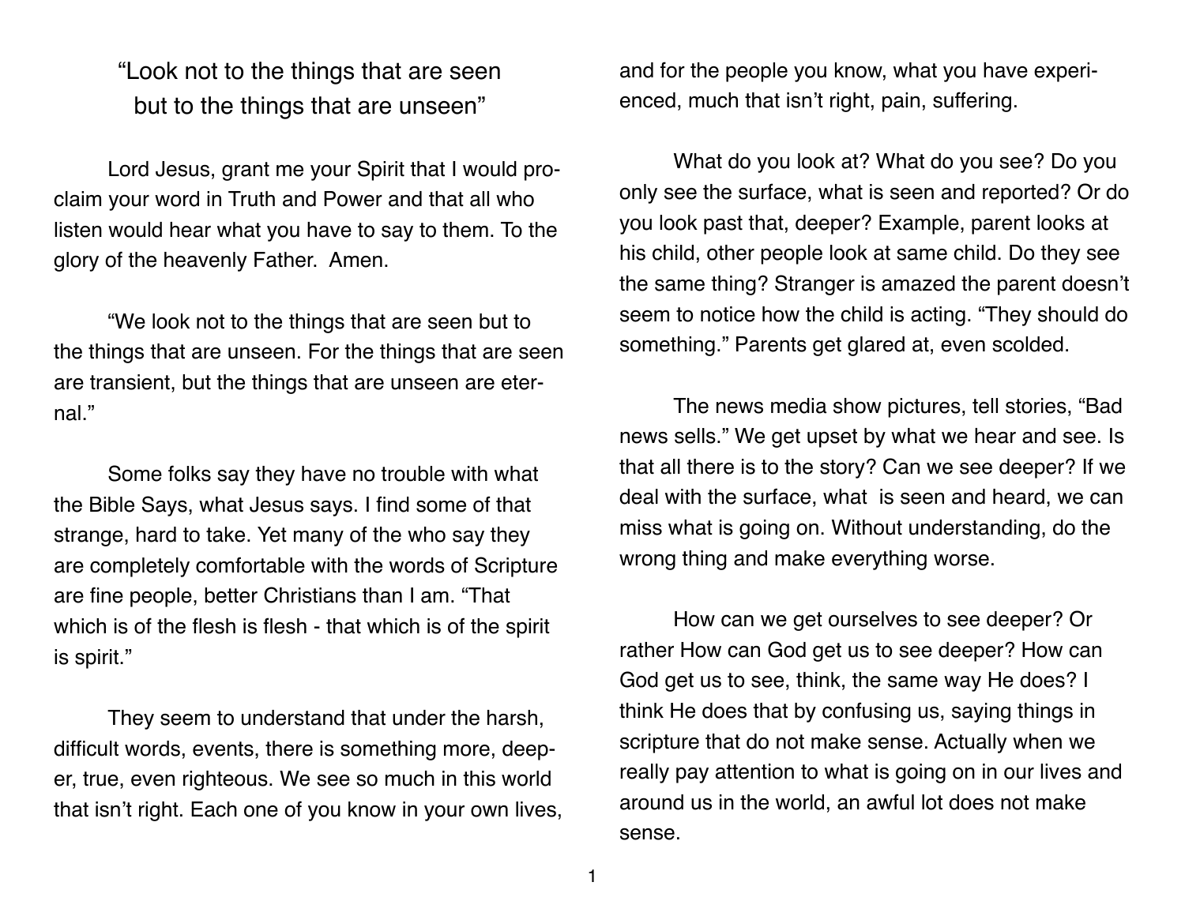# "Look not to the things that are seen but to the things that are unseen"

Lord Jesus, grant me your Spirit that I would proclaim your word in Truth and Power and that all who listen would hear what you have to say to them. To the glory of the heavenly Father. Amen.

"We look not to the things that are seen but to the things that are unseen. For the things that are seen are transient, but the things that are unseen are eternal."

Some folks say they have no trouble with what the Bible Says, what Jesus says. I find some of that strange, hard to take. Yet many of the who say they are completely comfortable with the words of Scripture are fine people, better Christians than I am. "That which is of the flesh is flesh - that which is of the spirit is spirit."

They seem to understand that under the harsh, difficult words, events, there is something more, deeper, true, even righteous. We see so much in this world that isn't right. Each one of you know in your own lives, and for the people you know, what you have experienced, much that isn't right, pain, suffering.

What do you look at? What do you see? Do you only see the surface, what is seen and reported? Or do you look past that, deeper? Example, parent looks at his child, other people look at same child. Do they see the same thing? Stranger is amazed the parent doesn't seem to notice how the child is acting. "They should do something." Parents get glared at, even scolded.

The news media show pictures, tell stories, "Bad news sells." We get upset by what we hear and see. Is that all there is to the story? Can we see deeper? If we deal with the surface, what is seen and heard, we can miss what is going on. Without understanding, do the wrong thing and make everything worse.

How can we get ourselves to see deeper? Or rather How can God get us to see deeper? How can God get us to see, think, the same way He does? I think He does that by confusing us, saying things in scripture that do not make sense. Actually when we really pay attention to what is going on in our lives and around us in the world, an awful lot does not make sense.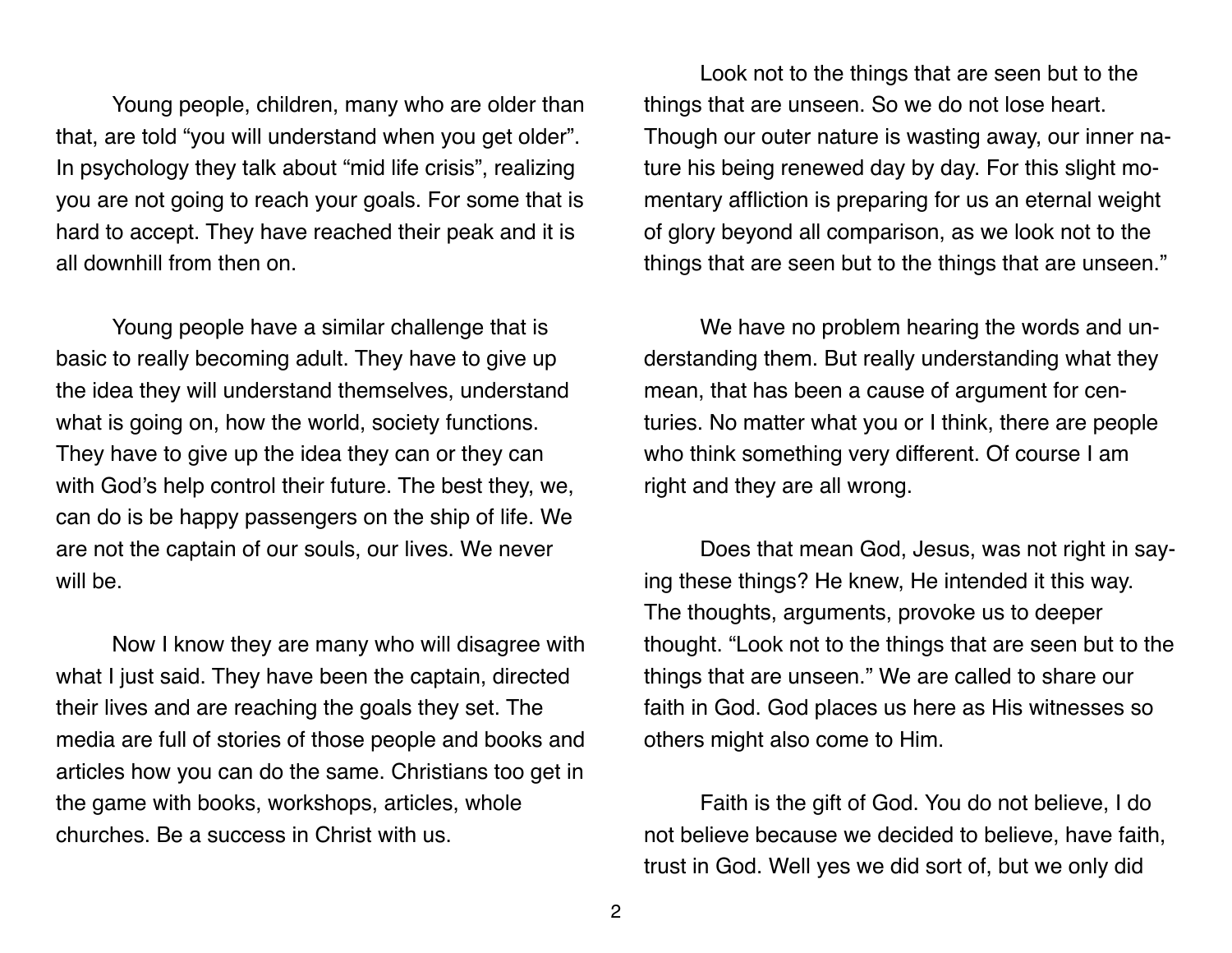Young people, children, many who are older than that, are told “you will understand when you get older”. In psychology they talk about “mid life crisis”, realizing you are not going to reach your goals. For some that is hard to accept. They have reached their peak and it is all downhill from then on.

Young people have a similar challenge that is basic to really becoming adult. They have to give up the idea they will understand themselves, understand what is going on, how the world, society functions. They have to give up the idea they can or they can with God’s help control their future. The best they, we, can do is be happy passengers on the ship of life. We are not the captain of our souls, our lives. We never will be.

Now I know they are many who will disagree with what I just said. They have been the captain, directed their lives and are reaching the goals they set. The media are full of stories of those people and books and articles how you can do the same. Christians too get in the game with books, workshops, articles, whole churches. Be a success in Christ with us.

Look not to the things that are seen but to the things that are unseen. So we do not lose heart. Though our outer nature is wasting away, our inner nature his being renewed day by day. For this slight momentary affliction is preparing for us an eternal weight of glory beyond all comparison, as we look not to the things that are seen but to the things that are unseen.”

We have no problem hearing the words and understanding them. But really understanding what they mean, that has been a cause of argument for centuries. No matter what you or I think, there are people who think something very different. Of course I am right and they are all wrong.

Does that mean God, Jesus, was not right in saying these things? He knew, He intended it this way. The thoughts, arguments, provoke us to deeper thought. “Look not to the things that are seen but to the things that are unseen.” We are called to share our faith in God. God places us here as His witnesses so others might also come to Him.

Faith is the gift of God. You do not believe, I do not believe because we decided to believe, have faith, trust in God. Well yes we did sort of, but we only did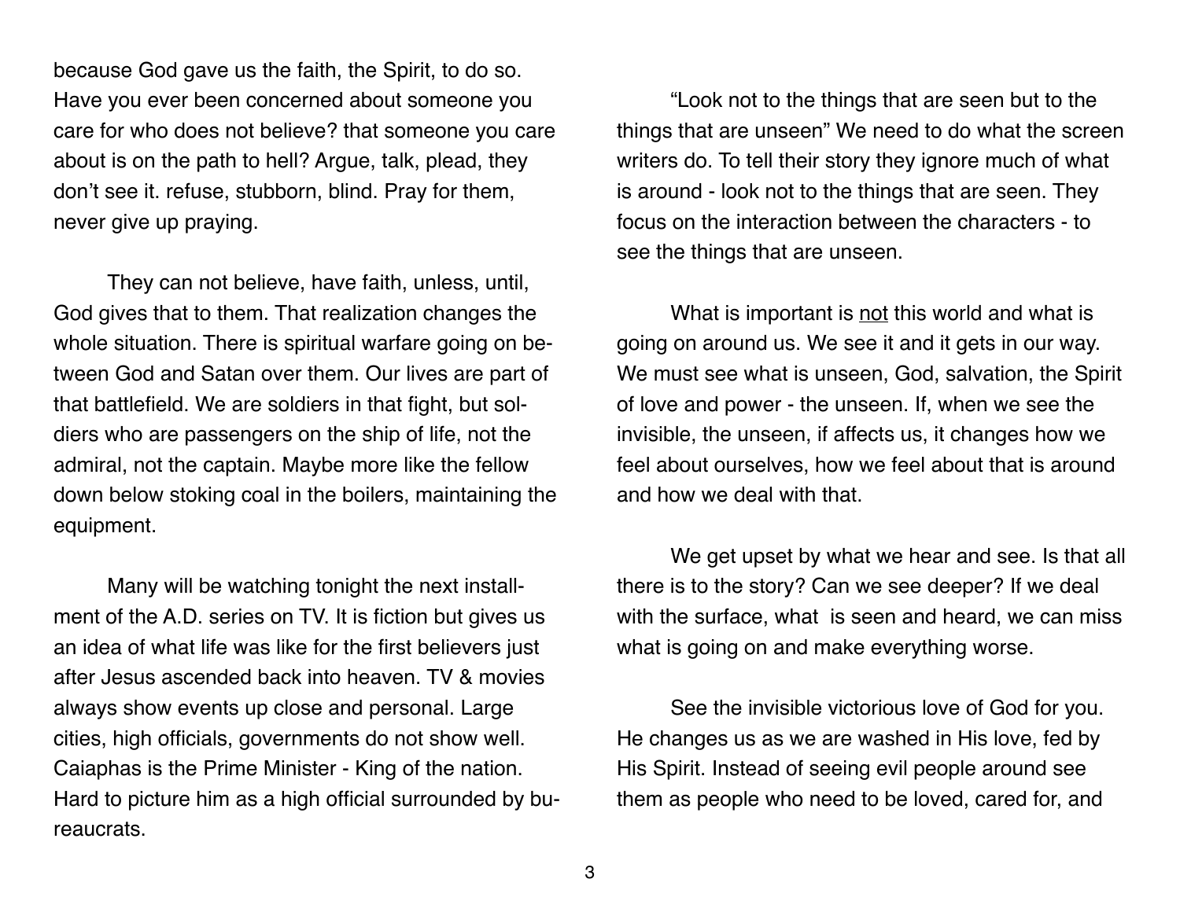because God gave us the faith, the Spirit, to do so. Have you ever been concerned about someone you care for who does not believe? that someone you care about is on the path to hell? Argue, talk, plead, they don't see it. refuse, stubborn, blind. Pray for them, never give up praying.

They can not believe, have faith, unless, until, God gives that to them. That realization changes the whole situation. There is spiritual warfare going on between God and Satan over them. Our lives are part of that battlefield. We are soldiers in that fight, but soldiers who are passengers on the ship of life, not the admiral, not the captain. Maybe more like the fellow down below stoking coal in the boilers, maintaining the equipment.

Many will be watching tonight the next installment of the A.D. series on TV. It is fiction but gives us an idea of what life was like for the first believers just after Jesus ascended back into heaven. TV & movies always show events up close and personal. Large cities, high officials, governments do not show well. Caiaphas is the Prime Minister - King of the nation. Hard to picture him as a high official surrounded by bureaucrats.

"Look not to the things that are seen but to the things that are unseen" We need to do what the screen writers do. To tell their story they ignore much of what is around - look not to the things that are seen. They focus on the interaction between the characters - to see the things that are unseen.

What is important is <u>not</u> this world and what is going on around us. We see it and it gets in our way. We must see what is unseen, God, salvation, the Spirit of love and power - the unseen. If, when we see the invisible, the unseen, if affects us, it changes how we feel about ourselves, how we feel about that is around and how we deal with that.

We get upset by what we hear and see. Is that all there is to the story? Can we see deeper? If we deal with the surface, what is seen and heard, we can miss what is going on and make everything worse.

See the invisible victorious love of God for you. He changes us as we are washed in His love, fed by His Spirit. Instead of seeing evil people around see them as people who need to be loved, cared for, and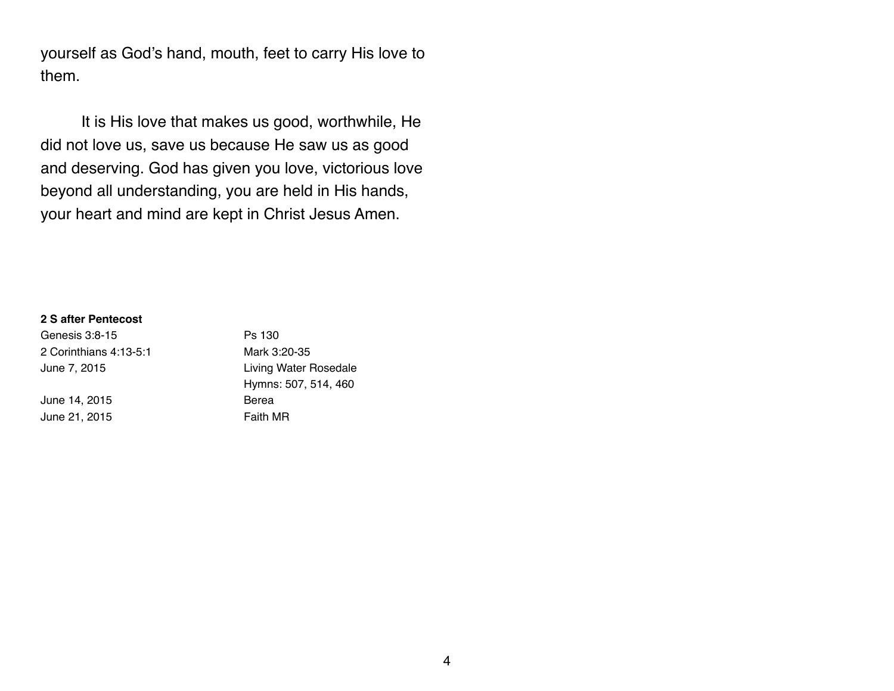yourself as God's hand, mouth, feet to carry His love to them.

It is His love that makes us good, worthwhile, He did not love us, save us because He saw us as good and deserving. God has given you love, victorious love beyond all understanding, you are held in His hands, your heart and mind are kept in Christ Jesus Amen.

**2 S after Pentecost**

| | |
|---|---|
| Genesis 3:8-15 | Ps 130 |
| 2 Corinthians 4:13-5:1 | Mark 3:20-35 |
| June 7, 2015 | Living Water Rosedale |
| | Hymns: 507, 514, 460 |
| June 14, 2015 | Berea |
| June 21, 2015 | Faith MR |